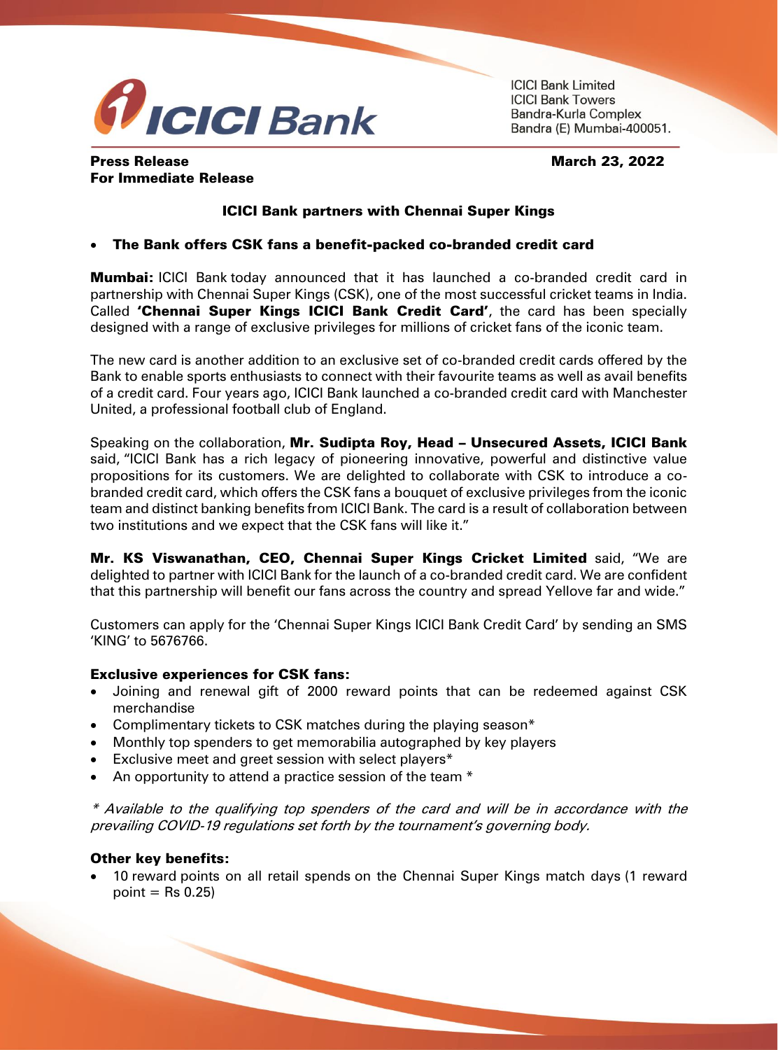ICICI Bank Limited
ICICI Bank Towers
Bandra-Kurla Complex
Bandra (E) Mumbai-400051.

**Press Release** **March 23, 2022**
**For Immediate Release**

## ICICI Bank partners with Chennai Super Kings

- **The Bank offers CSK fans a benefit-packed co-branded credit card**

**Mumbai:** ICICI Bank today announced that it has launched a co-branded credit card in partnership with Chennai Super Kings (CSK), one of the most successful cricket teams in India. Called **'Chennai Super Kings ICICI Bank Credit Card'**, the card has been specially designed with a range of exclusive privileges for millions of cricket fans of the iconic team.

The new card is another addition to an exclusive set of co-branded credit cards offered by the Bank to enable sports enthusiasts to connect with their favourite teams as well as avail benefits of a credit card. Four years ago, ICICI Bank launched a co-branded credit card with Manchester United, a professional football club of England.

Speaking on the collaboration, **Mr. Sudipta Roy, Head – Unsecured Assets, ICICI Bank** said, "ICICI Bank has a rich legacy of pioneering innovative, powerful and distinctive value propositions for its customers. We are delighted to collaborate with CSK to introduce a co-branded credit card, which offers the CSK fans a bouquet of exclusive privileges from the iconic team and distinct banking benefits from ICICI Bank. The card is a result of collaboration between two institutions and we expect that the CSK fans will like it."

**Mr. KS Viswanathan, CEO, Chennai Super Kings Cricket Limited** said, "We are delighted to partner with ICICI Bank for the launch of a co-branded credit card. We are confident that this partnership will benefit our fans across the country and spread Yellove far and wide."

Customers can apply for the 'Chennai Super Kings ICICI Bank Credit Card' by sending an SMS 'KING' to 5676766.

### Exclusive experiences for CSK fans:

- Joining and renewal gift of 2000 reward points that can be redeemed against CSK merchandise
- Complimentary tickets to CSK matches during the playing season*
- Monthly top spenders to get memorabilia autographed by key players
- Exclusive meet and greet session with select players*
- An opportunity to attend a practice session of the team *

*\* Available to the qualifying top spenders of the card and will be in accordance with the prevailing COVID-19 regulations set forth by the tournament's governing body.*

### Other key benefits:

- 10 reward points on all retail spends on the Chennai Super Kings match days (1 reward point = Rs 0.25)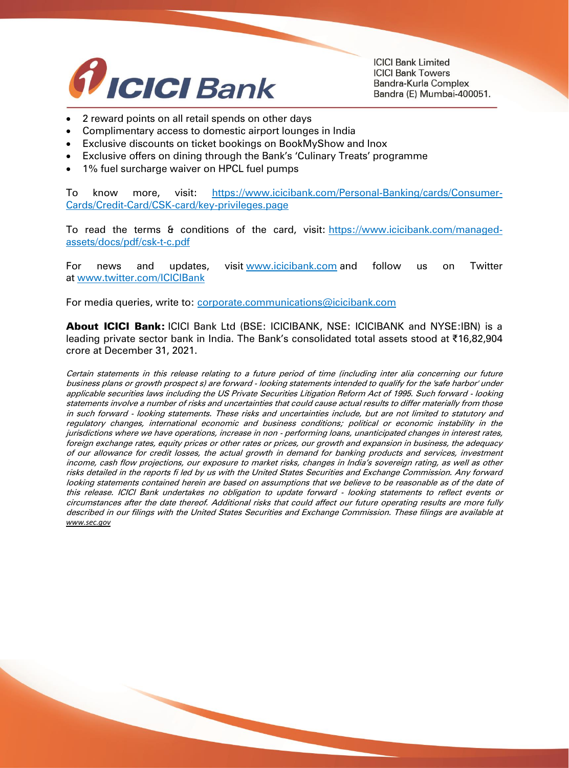- 2 reward points on all retail spends on other days
- Complimentary access to domestic airport lounges in India
- Exclusive discounts on ticket bookings on BookMyShow and Inox
- Exclusive offers on dining through the Bank's 'Culinary Treats' programme
- 1% fuel surcharge waiver on HPCL fuel pumps

To know more, visit: [https://www.icicibank.com/Personal-Banking/cards/Consumer-Cards/Credit-Card/CSK-card/key-privileges.page](https://www.icicibank.com/Personal-Banking/cards/Consumer-Cards/Credit-Card/CSK-card/key-privileges.page)

To read the terms & conditions of the card, visit: [https://www.icicibank.com/managed-assets/docs/pdf/csk-t-c.pdf](https://www.icicibank.com/managed-assets/docs/pdf/csk-t-c.pdf)

For news and updates, visit [www.icicibank.com](http://www.icicibank.com) and follow us on Twitter at [www.twitter.com/ICICIBank](http://www.twitter.com/ICICIBank)

For media queries, write to: [corporate.communications@icicibank.com](mailto:corporate.communications@icicibank.com)

**About ICICI Bank:** ICICI Bank Ltd (BSE: ICICIBANK, NSE: ICICIBANK and NYSE:IBN) is a leading private sector bank in India. The Bank's consolidated total assets stood at ₹16,82,904 crore at December 31, 2021.

*Certain statements in this release relating to a future period of time (including inter alia concerning our future business plans or growth prospect s) are forward - looking statements intended to qualify for the 'safe harbor' under applicable securities laws including the US Private Securities Litigation Reform Act of 1995. Such forward - looking statements involve a number of risks and uncertainties that could cause actual results to differ materially from those in such forward - looking statements. These risks and uncertainties include, but are not limited to statutory and regulatory changes, international economic and business conditions; political or economic instability in the jurisdictions where we have operations, increase in non - performing loans, unanticipated changes in interest rates, foreign exchange rates, equity prices or other rates or prices, our growth and expansion in business, the adequacy of our allowance for credit losses, the actual growth in demand for banking products and services, investment income, cash flow projections, our exposure to market risks, changes in India's sovereign rating, as well as other risks detailed in the reports fi led by us with the United States Securities and Exchange Commission. Any forward looking statements contained herein are based on assumptions that we believe to be reasonable as of the date of this release. ICICI Bank undertakes no obligation to update forward - looking statements to reflect events or circumstances after the date thereof. Additional risks that could affect our future operating results are more fully described in our filings with the United States Securities and Exchange Commission. These filings are available at [www.sec.gov](http://www.sec.gov)*